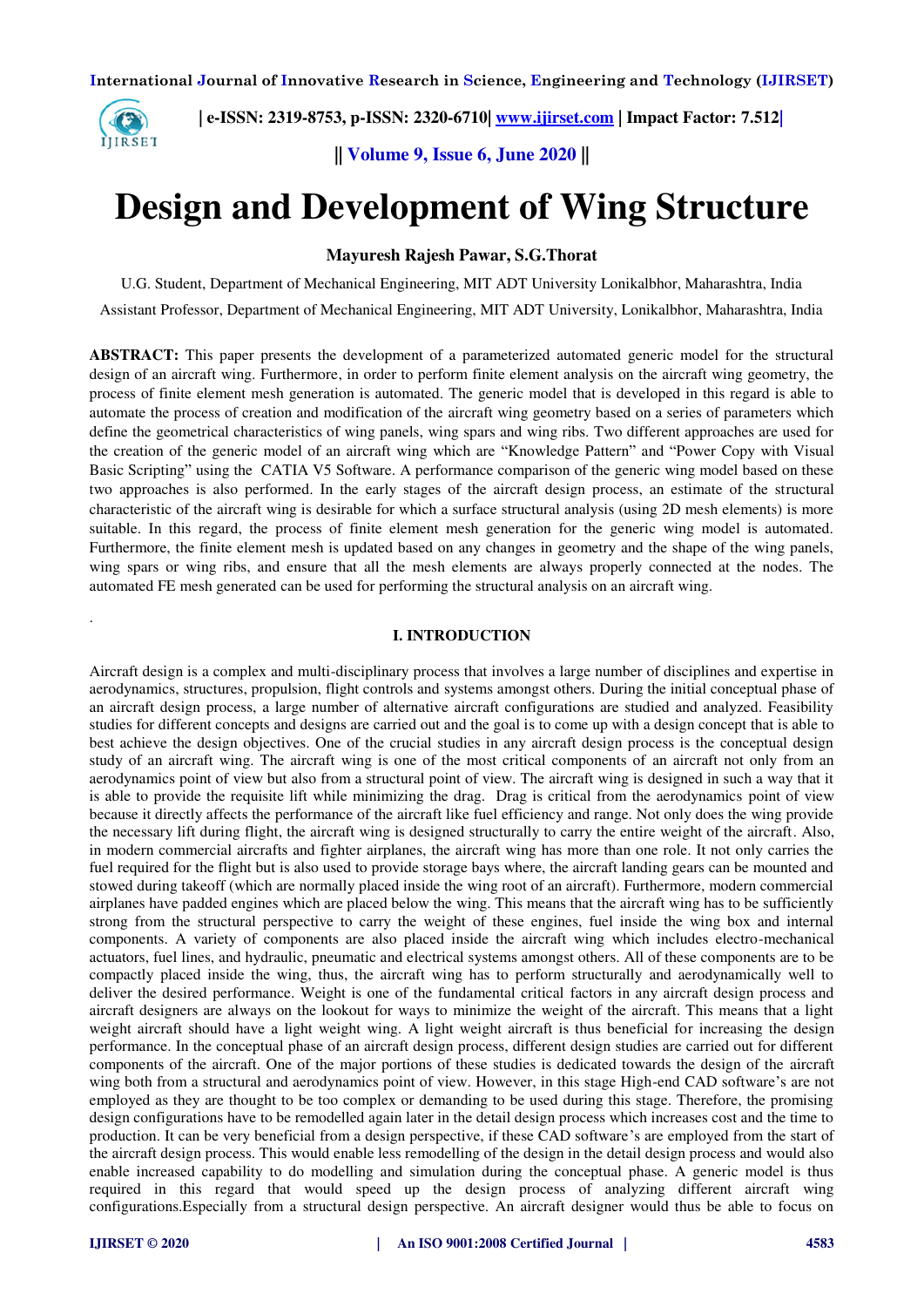# Design and Development of Wing Structure

**Mayuresh Rajesh Pawar, S.G.Thorat**

U.G. Student, Department of Mechanical Engineering, MIT ADT University Lonikalbhor, Maharashtra, India

Assistant Professor, Department of Mechanical Engineering, MIT ADT University, Lonikalbhor, Maharashtra, India

**ABSTRACT:** This paper presents the development of a parameterized automated generic model for the structural design of an aircraft wing. Furthermore, in order to perform finite element analysis on the aircraft wing geometry, the process of finite element mesh generation is automated. The generic model that is developed in this regard is able to automate the process of creation and modification of the aircraft wing geometry based on a series of parameters which define the geometrical characteristics of wing panels, wing spars and wing ribs. Two different approaches are used for the creation of the generic model of an aircraft wing which are "Knowledge Pattern" and "Power Copy with Visual Basic Scripting" using the CATIA V5 Software. A performance comparison of the generic wing model based on these two approaches is also performed. In the early stages of the aircraft design process, an estimate of the structural characteristic of the aircraft wing is desirable for which a surface structural analysis (using 2D mesh elements) is more suitable. In this regard, the process of finite element mesh generation for the generic wing model is automated. Furthermore, the finite element mesh is updated based on any changes in geometry and the shape of the wing panels, wing spars or wing ribs, and ensure that all the mesh elements are always properly connected at the nodes. The automated FE mesh generated can be used for performing the structural analysis on an aircraft wing.

## I. INTRODUCTION

Aircraft design is a complex and multi-disciplinary process that involves a large number of disciplines and expertise in aerodynamics, structures, propulsion, flight controls and systems amongst others. During the initial conceptual phase of an aircraft design process, a large number of alternative aircraft configurations are studied and analyzed. Feasibility studies for different concepts and designs are carried out and the goal is to come up with a design concept that is able to best achieve the design objectives. One of the crucial studies in any aircraft design process is the conceptual design study of an aircraft wing. The aircraft wing is one of the most critical components of an aircraft not only from an aerodynamics point of view but also from a structural point of view. The aircraft wing is designed in such a way that it is able to provide the requisite lift while minimizing the drag. Drag is critical from the aerodynamics point of view because it directly affects the performance of the aircraft like fuel efficiency and range. Not only does the wing provide the necessary lift during flight, the aircraft wing is designed structurally to carry the entire weight of the aircraft. Also, in modern commercial aircrafts and fighter airplanes, the aircraft wing has more than one role. It not only carries the fuel required for the flight but is also used to provide storage bays where, the aircraft landing gears can be mounted and stowed during takeoff (which are normally placed inside the wing root of an aircraft). Furthermore, modern commercial airplanes have padded engines which are placed below the wing. This means that the aircraft wing has to be sufficiently strong from the structural perspective to carry the weight of these engines, fuel inside the wing box and internal components. A variety of components are also placed inside the aircraft wing which includes electro-mechanical actuators, fuel lines, and hydraulic, pneumatic and electrical systems amongst others. All of these components are to be compactly placed inside the wing, thus, the aircraft wing has to perform structurally and aerodynamically well to deliver the desired performance. Weight is one of the fundamental critical factors in any aircraft design process and aircraft designers are always on the lookout for ways to minimize the weight of the aircraft. This means that a light weight aircraft should have a light weight wing. A light weight aircraft is thus beneficial for increasing the design performance. In the conceptual phase of an aircraft design process, different design studies are carried out for different components of the aircraft. One of the major portions of these studies is dedicated towards the design of the aircraft wing both from a structural and aerodynamics point of view. However, in this stage High-end CAD software's are not employed as they are thought to be too complex or demanding to be used during this stage. Therefore, the promising design configurations have to be remodelled again later in the detail design process which increases cost and the time to production. It can be very beneficial from a design perspective, if these CAD software's are employed from the start of the aircraft design process. This would enable less remodelling of the design in the detail design process and would also enable increased capability to do modelling and simulation during the conceptual phase. A generic model is thus required in this regard that would speed up the design process of analyzing different aircraft wing configurations.Especially from a structural design perspective. An aircraft designer would thus be able to focus on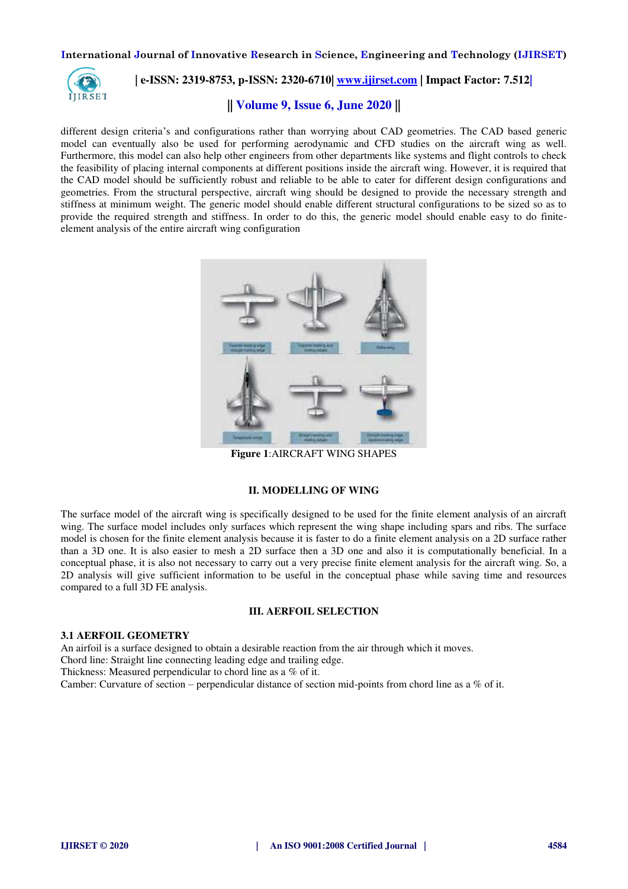different design criteria's and configurations rather than worrying about CAD geometries. The CAD based generic model can eventually also be used for performing aerodynamic and CFD studies on the aircraft wing as well. Furthermore, this model can also help other engineers from other departments like systems and flight controls to check the feasibility of placing internal components at different positions inside the aircraft wing. However, it is required that the CAD model should be sufficiently robust and reliable to be able to cater for different design configurations and geometries. From the structural perspective, aircraft wing should be designed to provide the necessary strength and stiffness at minimum weight. The generic model should enable different structural configurations to be sized so as to provide the required strength and stiffness. In order to do this, the generic model should enable easy to do finite-element analysis of the entire aircraft wing configuration

**Figure 1**:AIRCRAFT WING SHAPES

## II. MODELLING OF WING

The surface model of the aircraft wing is specifically designed to be used for the finite element analysis of an aircraft wing. The surface model includes only surfaces which represent the wing shape including spars and ribs. The surface model is chosen for the finite element analysis because it is faster to do a finite element analysis on a 2D surface rather than a 3D one. It is also easier to mesh a 2D surface then a 3D one and also it is computationally beneficial. In a conceptual phase, it is also not necessary to carry out a very precise finite element analysis for the aircraft wing. So, a 2D analysis will give sufficient information to be useful in the conceptual phase while saving time and resources compared to a full 3D FE analysis.

## III. AERFOIL SELECTION

### 3.1 AERFOIL GEOMETRY

An airfoil is a surface designed to obtain a desirable reaction from the air through which it moves.
Chord line: Straight line connecting leading edge and trailing edge.
Thickness: Measured perpendicular to chord line as a % of it.
Camber: Curvature of section – perpendicular distance of section mid-points from chord line as a % of it.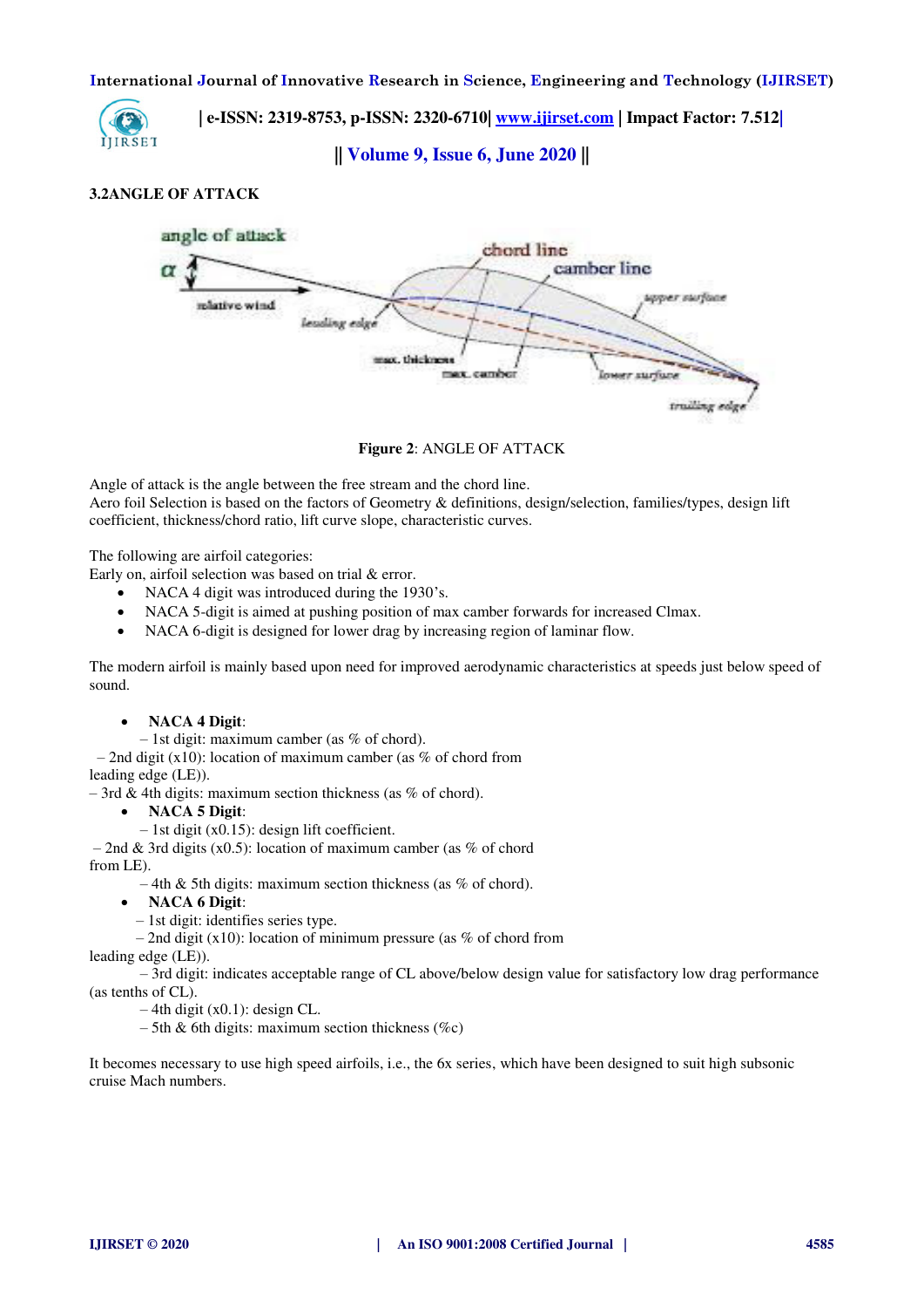### 3.2ANGLE OF ATTACK

**Figure 2**: ANGLE OF ATTACK

Angle of attack is the angle between the free stream and the chord line.
Aero foil Selection is based on the factors of Geometry & definitions, design/selection, families/types, design lift coefficient, thickness/chord ratio, lift curve slope, characteristic curves.

The following are airfoil categories:
Early on, airfoil selection was based on trial & error.

- NACA 4 digit was introduced during the 1930's.
- NACA 5-digit is aimed at pushing position of max camber forwards for increased Clmax.
- NACA 6-digit is designed for lower drag by increasing region of laminar flow.

The modern airfoil is mainly based upon need for improved aerodynamic characteristics at speeds just below speed of sound.

- **NACA 4 Digit**:
  – 1st digit: maximum camber (as % of chord).
  – 2nd digit (x10): location of maximum camber (as % of chord from leading edge (LE)).
  – 3rd & 4th digits: maximum section thickness (as % of chord).
- **NACA 5 Digit**:
  – 1st digit (x0.15): design lift coefficient.
  – 2nd & 3rd digits (x0.5): location of maximum camber (as % of chord from LE).
  – 4th & 5th digits: maximum section thickness (as % of chord).
- **NACA 6 Digit**:
  – 1st digit: identifies series type.
  – 2nd digit (x10): location of minimum pressure (as % of chord from leading edge (LE)).
  – 3rd digit: indicates acceptable range of CL above/below design value for satisfactory low drag performance (as tenths of CL).
  – 4th digit (x0.1): design CL.
  – 5th & 6th digits: maximum section thickness (%c)

It becomes necessary to use high speed airfoils, i.e., the 6x series, which have been designed to suit high subsonic cruise Mach numbers.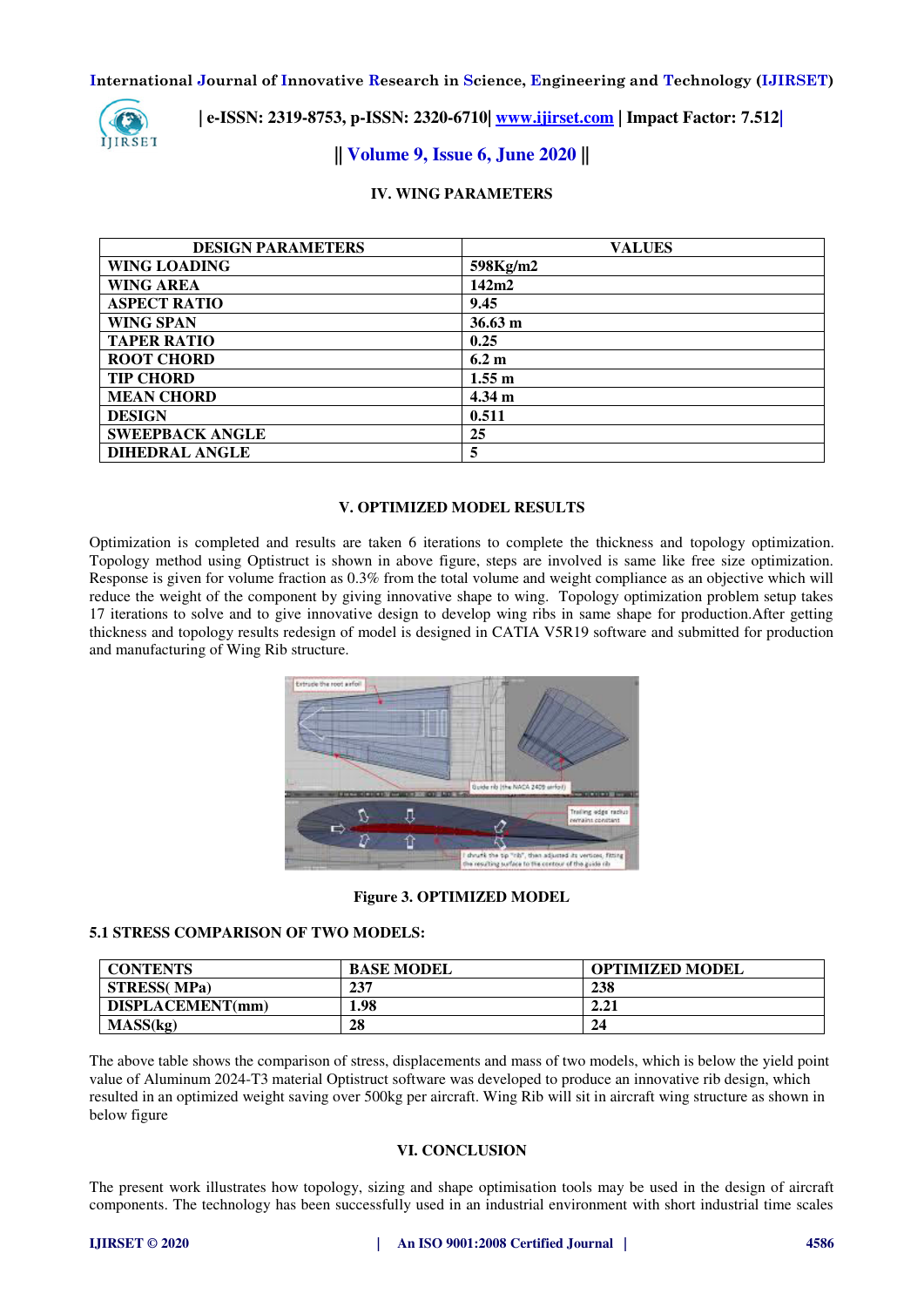## IV. WING PARAMETERS

| DESIGN PARAMETERS | VALUES |
|---|---|
| WING LOADING | 598Kg/m2 |
| WING AREA | 142m2 |
| ASPECT RATIO | 9.45 |
| WING SPAN | 36.63 m |
| TAPER RATIO | 0.25 |
| ROOT CHORD | 6.2 m |
| TIP CHORD | 1.55 m |
| MEAN CHORD | 4.34 m |
| DESIGN | 0.511 |
| SWEEPBACK ANGLE | 25 |
| DIHEDRAL ANGLE | 5 |

## V. OPTIMIZED MODEL RESULTS

Optimization is completed and results are taken 6 iterations to complete the thickness and topology optimization. Topology method using Optistruct is shown in above figure, steps are involved is same like free size optimization. Response is given for volume fraction as 0.3% from the total volume and weight compliance as an objective which will reduce the weight of the component by giving innovative shape to wing. Topology optimization problem setup takes 17 iterations to solve and to give innovative design to develop wing ribs in same shape for production.After getting thickness and topology results redesign of model is designed in CATIA V5R19 software and submitted for production and manufacturing of Wing Rib structure.

Figure 3. OPTIMIZED MODEL

### 5.1 STRESS COMPARISON OF TWO MODELS:

| CONTENTS | BASE MODEL | OPTIMIZED MODEL |
|---|---|---|
| STRESS( MPa) | 237 | 238 |
| DISPLACEMENT(mm) | 1.98 | 2.21 |
| MASS(kg) | 28 | 24 |

The above table shows the comparison of stress, displacements and mass of two models, which is below the yield point value of Aluminum 2024-T3 material Optistruct software was developed to produce an innovative rib design, which resulted in an optimized weight saving over 500kg per aircraft. Wing Rib will sit in aircraft wing structure as shown in below figure

## VI. CONCLUSION

The present work illustrates how topology, sizing and shape optimisation tools may be used in the design of aircraft components. The technology has been successfully used in an industrial environment with short industrial time scales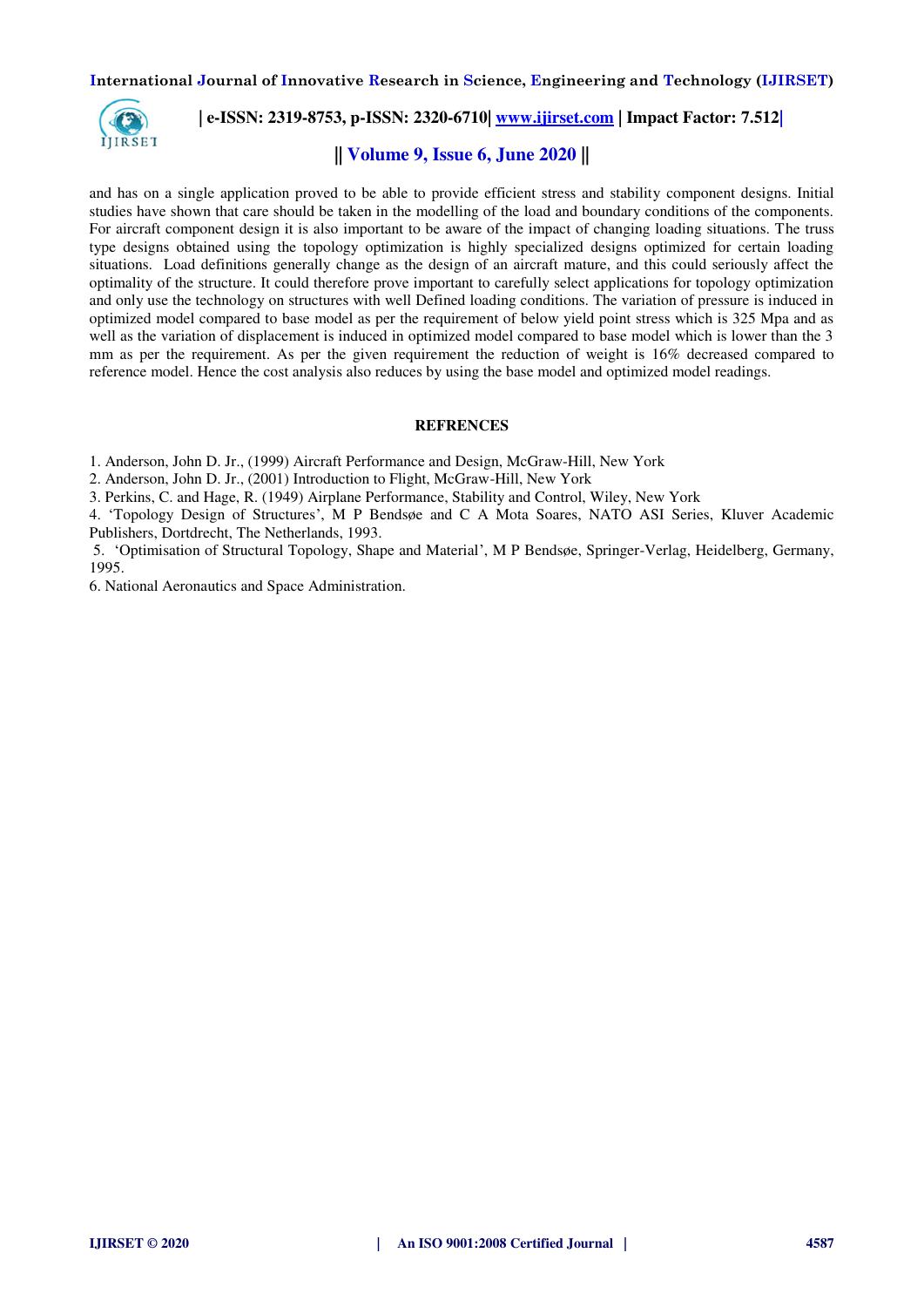and has on a single application proved to be able to provide efficient stress and stability component designs. Initial studies have shown that care should be taken in the modelling of the load and boundary conditions of the components. For aircraft component design it is also important to be aware of the impact of changing loading situations. The truss type designs obtained using the topology optimization is highly specialized designs optimized for certain loading situations. Load definitions generally change as the design of an aircraft mature, and this could seriously affect the optimality of the structure. It could therefore prove important to carefully select applications for topology optimization and only use the technology on structures with well Defined loading conditions. The variation of pressure is induced in optimized model compared to base model as per the requirement of below yield point stress which is 325 Mpa and as well as the variation of displacement is induced in optimized model compared to base model which is lower than the 3 mm as per the requirement. As per the given requirement the reduction of weight is 16% decreased compared to reference model. Hence the cost analysis also reduces by using the base model and optimized model readings.

## REFRENCES

1. Anderson, John D. Jr., (1999) Aircraft Performance and Design, McGraw-Hill, New York
2. Anderson, John D. Jr., (2001) Introduction to Flight, McGraw-Hill, New York
3. Perkins, C. and Hage, R. (1949) Airplane Performance, Stability and Control, Wiley, New York
4. 'Topology Design of Structures', M P Bendsøe and C A Mota Soares, NATO ASI Series, Kluver Academic Publishers, Dortdrecht, The Netherlands, 1993.
5. 'Optimisation of Structural Topology, Shape and Material', M P Bendsøe, Springer-Verlag, Heidelberg, Germany, 1995.
6. National Aeronautics and Space Administration.